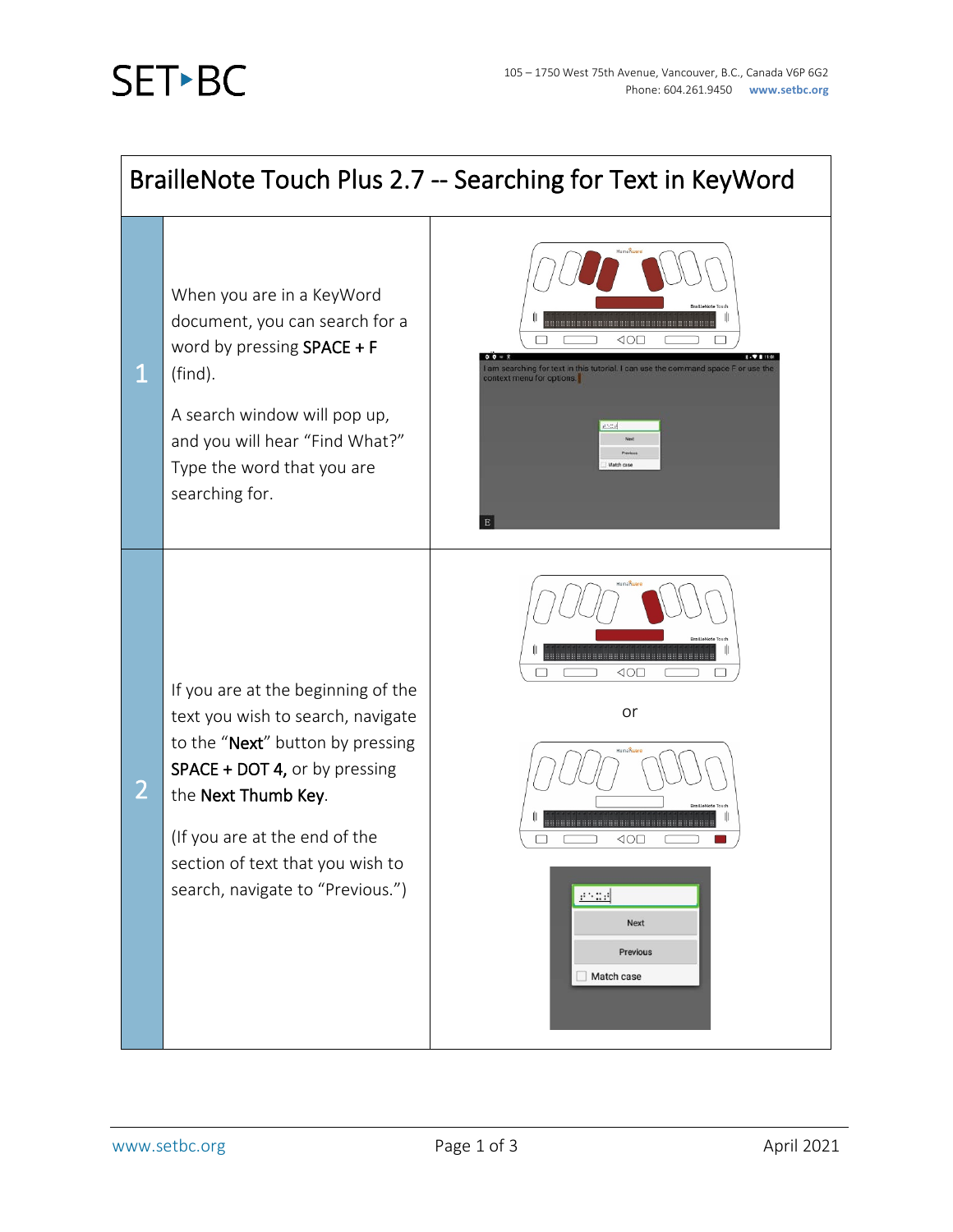# BrailleNote Touch Plus 2.7 -- Searching for Text in KeyWord

| Step | Instructions | |
|---|---|---|
| 1 | When you are in a KeyWord document, you can search for a word by pressing **SPACE + F** (find).<br><br>A search window will pop up, and you will hear "Find What?" Type the word that you are searching for. | |
| 2 | If you are at the beginning of the text you wish to search, navigate to the "**Next**" button by pressing **SPACE + DOT 4,** or by pressing the **Next Thumb Key**.<br><br>(If you are at the end of the section of text that you wish to search, navigate to "Previous.") | or |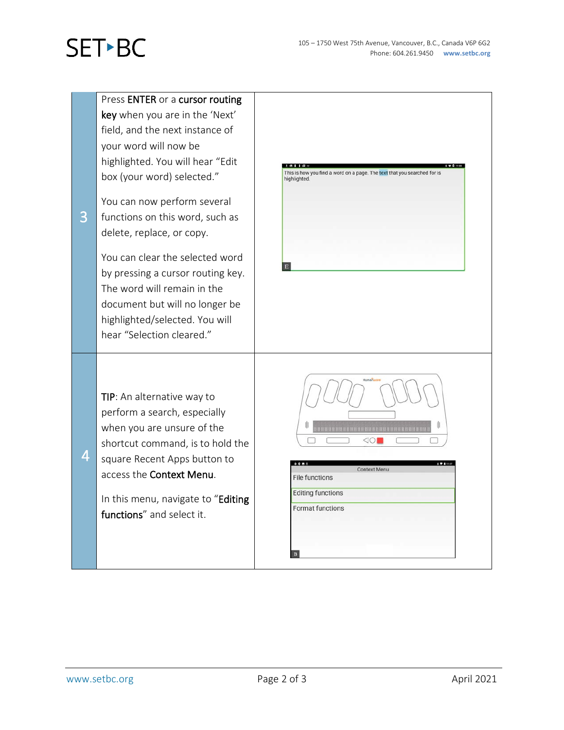| | | |
|---|---|---|
| 3 | Press **ENTER** or a **cursor routing key** when you are in the 'Next' field, and the next instance of your word will now be highlighted. You will hear "Edit box (your word) selected."<br><br>You can now perform several functions on this word, such as delete, replace, or copy.<br><br>You can clear the selected word by pressing a cursor routing key. The word will remain in the document but will no longer be highlighted/selected. You will hear "Selection cleared." | |
| 4 | **TIP**: An alternative way to perform a search, especially when you are unsure of the shortcut command, is to hold the square Recent Apps button to access the **Context Menu**.<br><br>In this menu, navigate to "**Editing functions**" and select it. | |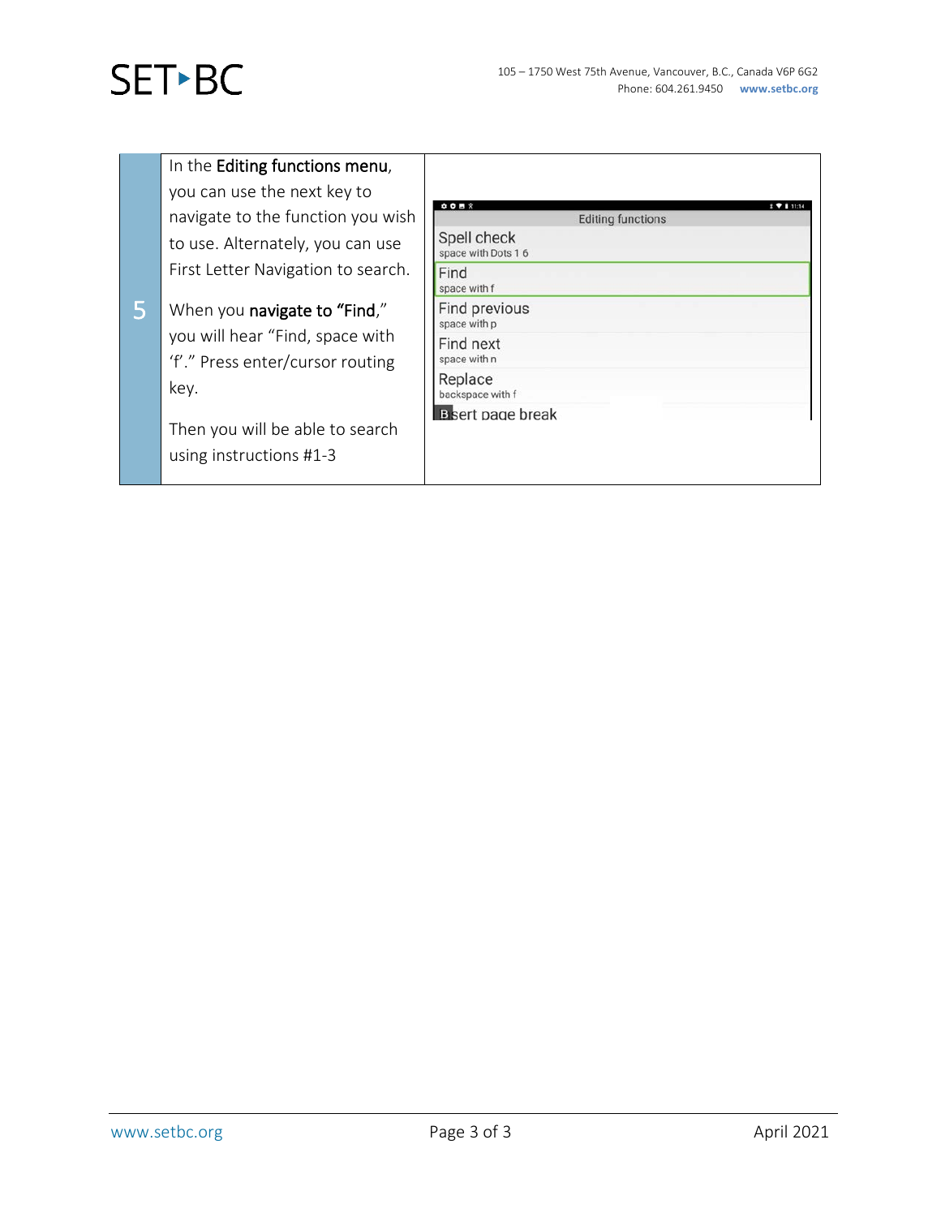| | |
|---|---|
| 5 | In the **Editing functions menu**, you can use the next key to navigate to the function you wish to use. Alternately, you can use First Letter Navigation to search.<br><br>When you **navigate to "Find**," you will hear "Find, space with 'f'." Press enter/cursor routing key.<br><br>Then you will be able to search using instructions #1-3 |